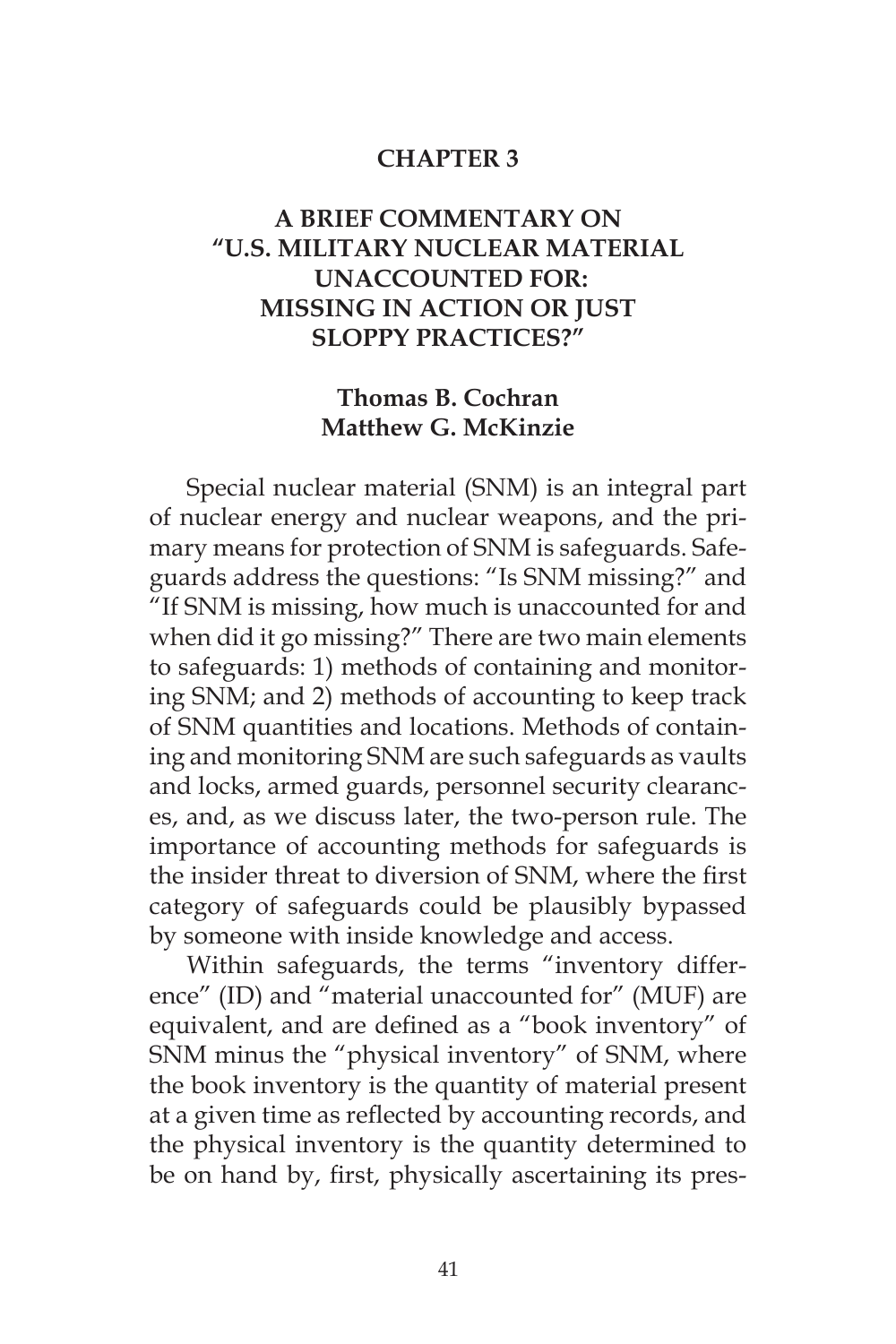# CHAPTER 3

# A BRIEF COMMENTARY ON "U.S. MILITARY NUCLEAR MATERIAL UNACCOUNTED FOR: MISSING IN ACTION OR JUST SLOPPY PRACTICES?"

**Thomas B. Cochran**
**Matthew G. McKinzie**

Special nuclear material (SNM) is an integral part of nuclear energy and nuclear weapons, and the primary means for protection of SNM is safeguards. Safeguards address the questions: "Is SNM missing?" and "If SNM is missing, how much is unaccounted for and when did it go missing?" There are two main elements to safeguards: 1) methods of containing and monitoring SNM; and 2) methods of accounting to keep track of SNM quantities and locations. Methods of containing and monitoring SNM are such safeguards as vaults and locks, armed guards, personnel security clearances, and, as we discuss later, the two-person rule. The importance of accounting methods for safeguards is the insider threat to diversion of SNM, where the first category of safeguards could be plausibly bypassed by someone with inside knowledge and access.

Within safeguards, the terms "inventory difference" (ID) and "material unaccounted for" (MUF) are equivalent, and are defined as a "book inventory" of SNM minus the "physical inventory" of SNM, where the book inventory is the quantity of material present at a given time as reflected by accounting records, and the physical inventory is the quantity determined to be on hand by, first, physically ascertaining its pres-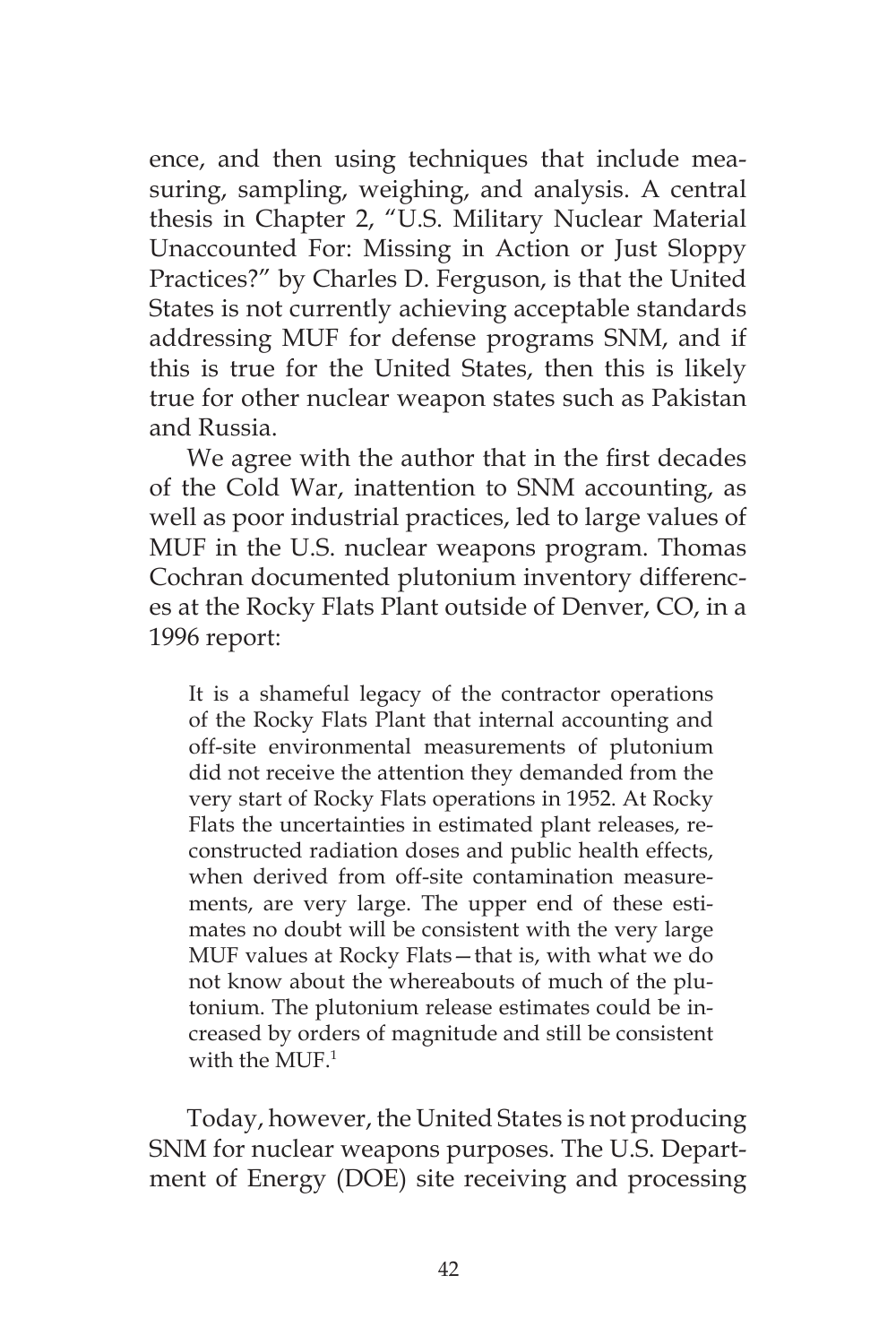ence, and then using techniques that include measuring, sampling, weighing, and analysis. A central thesis in Chapter 2, "U.S. Military Nuclear Material Unaccounted For: Missing in Action or Just Sloppy Practices?" by Charles D. Ferguson, is that the United States is not currently achieving acceptable standards addressing MUF for defense programs SNM, and if this is true for the United States, then this is likely true for other nuclear weapon states such as Pakistan and Russia.

We agree with the author that in the first decades of the Cold War, inattention to SNM accounting, as well as poor industrial practices, led to large values of MUF in the U.S. nuclear weapons program. Thomas Cochran documented plutonium inventory differences at the Rocky Flats Plant outside of Denver, CO, in a 1996 report:

> It is a shameful legacy of the contractor operations of the Rocky Flats Plant that internal accounting and off-site environmental measurements of plutonium did not receive the attention they demanded from the very start of Rocky Flats operations in 1952. At Rocky Flats the uncertainties in estimated plant releases, reconstructed radiation doses and public health effects, when derived from off-site contamination measurements, are very large. The upper end of these estimates no doubt will be consistent with the very large MUF values at Rocky Flats—that is, with what we do not know about the whereabouts of much of the plutonium. The plutonium release estimates could be increased by orders of magnitude and still be consistent with the MUF.[1]

Today, however, the United States is not producing SNM for nuclear weapons purposes. The U.S. Department of Energy (DOE) site receiving and processing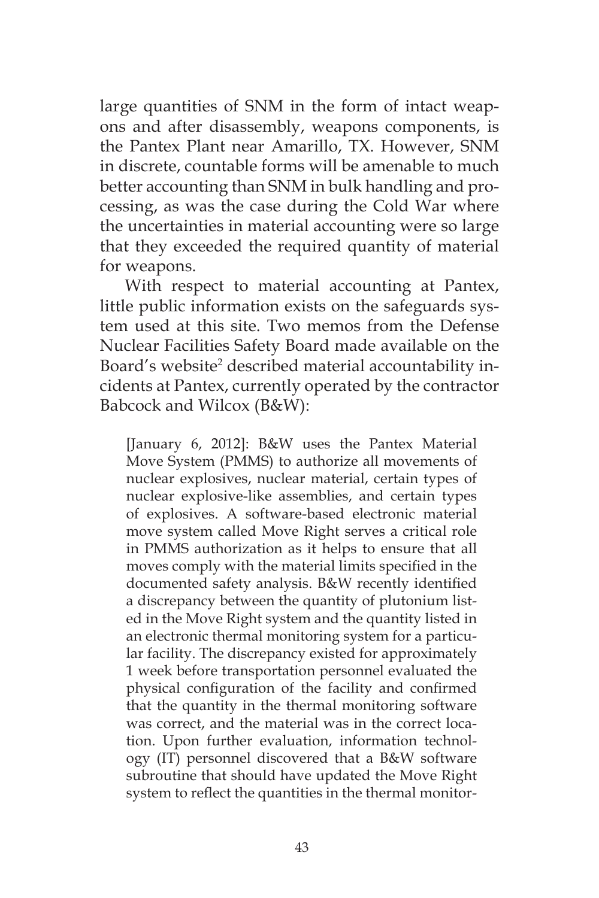large quantities of SNM in the form of intact weapons and after disassembly, weapons components, is the Pantex Plant near Amarillo, TX. However, SNM in discrete, countable forms will be amenable to much better accounting than SNM in bulk handling and processing, as was the case during the Cold War where the uncertainties in material accounting were so large that they exceeded the required quantity of material for weapons.

With respect to material accounting at Pantex, little public information exists on the safeguards system used at this site. Two memos from the Defense Nuclear Facilities Safety Board made available on the Board's website[2] described material accountability incidents at Pantex, currently operated by the contractor Babcock and Wilcox (B&W):

> [January 6, 2012]: B&W uses the Pantex Material Move System (PMMS) to authorize all movements of nuclear explosives, nuclear material, certain types of nuclear explosive-like assemblies, and certain types of explosives. A software-based electronic material move system called Move Right serves a critical role in PMMS authorization as it helps to ensure that all moves comply with the material limits specified in the documented safety analysis. B&W recently identified a discrepancy between the quantity of plutonium listed in the Move Right system and the quantity listed in an electronic thermal monitoring system for a particular facility. The discrepancy existed for approximately 1 week before transportation personnel evaluated the physical configuration of the facility and confirmed that the quantity in the thermal monitoring software was correct, and the material was in the correct location. Upon further evaluation, information technology (IT) personnel discovered that a B&W software subroutine that should have updated the Move Right system to reflect the quantities in the thermal monitor-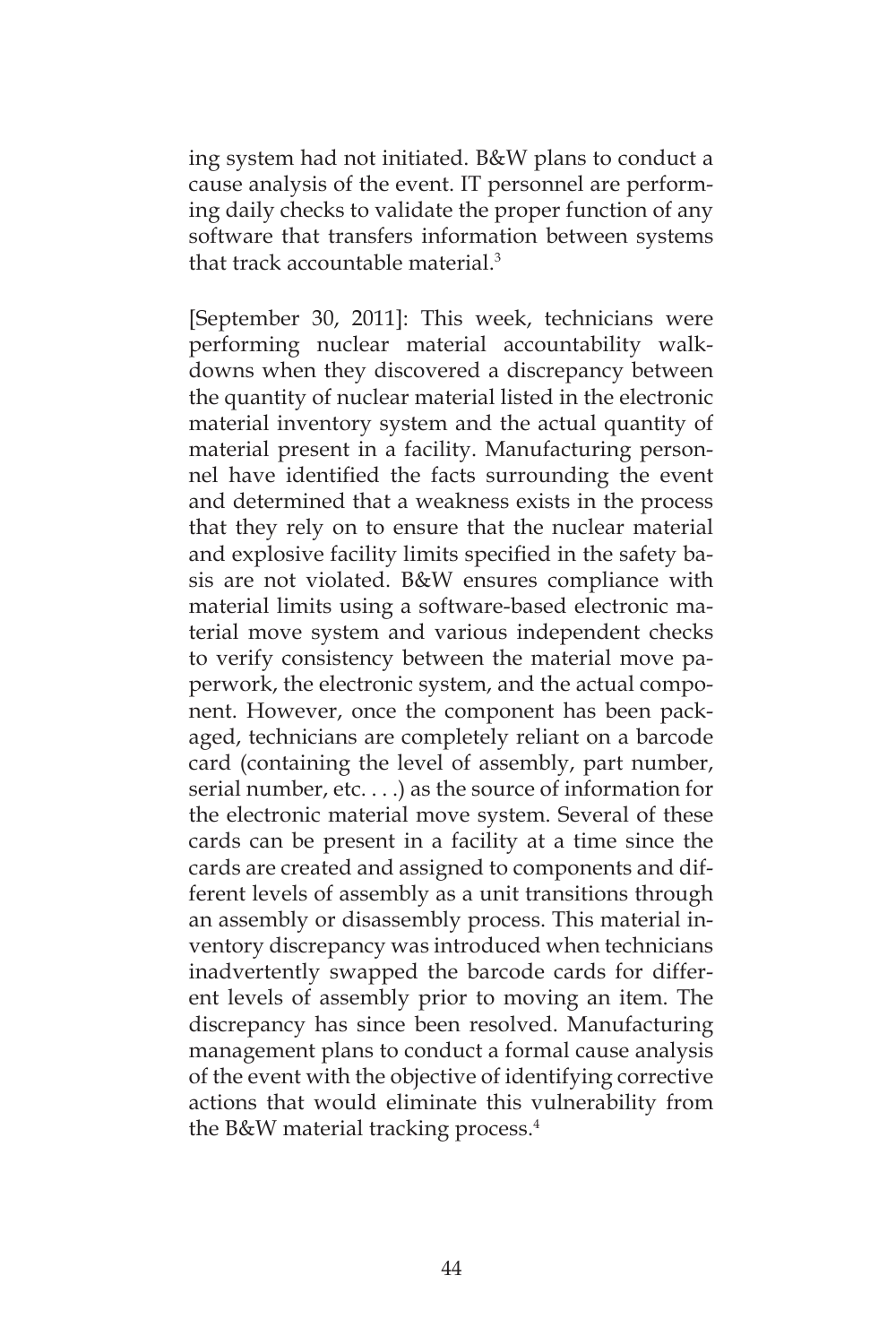ing system had not initiated. B&W plans to conduct a cause analysis of the event. IT personnel are performing daily checks to validate the proper function of any software that transfers information between systems that track accountable material.[3]

[September 30, 2011]: This week, technicians were performing nuclear material accountability walkdowns when they discovered a discrepancy between the quantity of nuclear material listed in the electronic material inventory system and the actual quantity of material present in a facility. Manufacturing personnel have identified the facts surrounding the event and determined that a weakness exists in the process that they rely on to ensure that the nuclear material and explosive facility limits specified in the safety basis are not violated. B&W ensures compliance with material limits using a software-based electronic material move system and various independent checks to verify consistency between the material move paperwork, the electronic system, and the actual component. However, once the component has been packaged, technicians are completely reliant on a barcode card (containing the level of assembly, part number, serial number, etc. . . .) as the source of information for the electronic material move system. Several of these cards can be present in a facility at a time since the cards are created and assigned to components and different levels of assembly as a unit transitions through an assembly or disassembly process. This material inventory discrepancy was introduced when technicians inadvertently swapped the barcode cards for different levels of assembly prior to moving an item. The discrepancy has since been resolved. Manufacturing management plans to conduct a formal cause analysis of the event with the objective of identifying corrective actions that would eliminate this vulnerability from the B&W material tracking process.[4]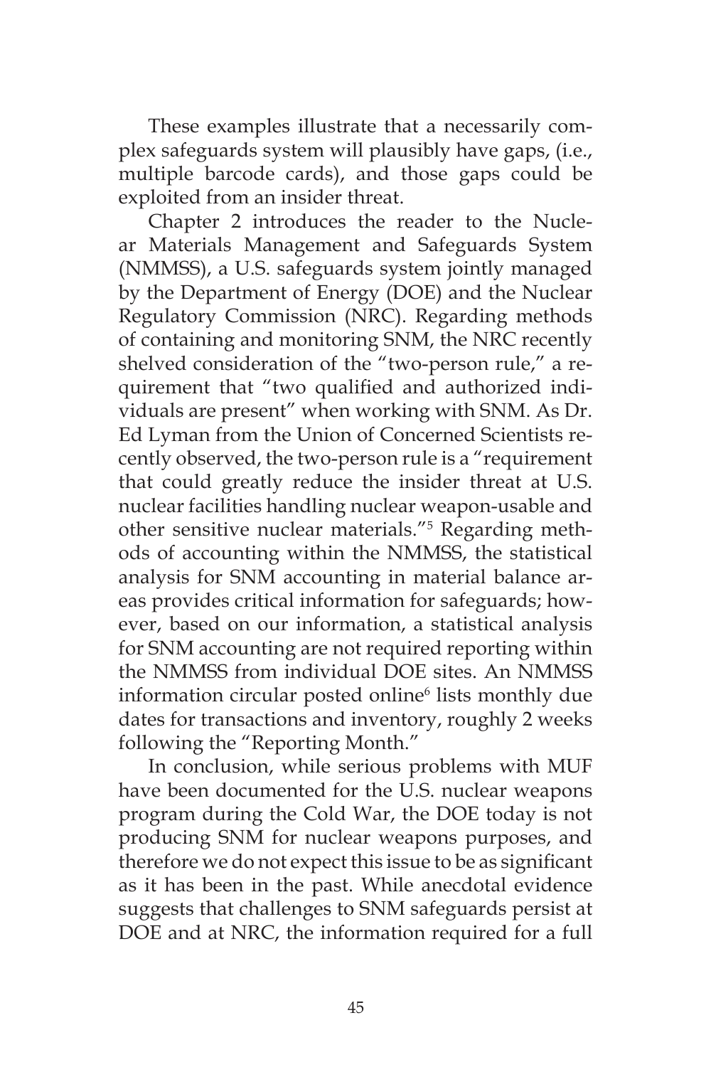These examples illustrate that a necessarily complex safeguards system will plausibly have gaps, (i.e., multiple barcode cards), and those gaps could be exploited from an insider threat.

Chapter 2 introduces the reader to the Nuclear Materials Management and Safeguards System (NMMSS), a U.S. safeguards system jointly managed by the Department of Energy (DOE) and the Nuclear Regulatory Commission (NRC). Regarding methods of containing and monitoring SNM, the NRC recently shelved consideration of the "two-person rule," a requirement that "two qualified and authorized individuals are present" when working with SNM. As Dr. Ed Lyman from the Union of Concerned Scientists recently observed, the two-person rule is a "requirement that could greatly reduce the insider threat at U.S. nuclear facilities handling nuclear weapon-usable and other sensitive nuclear materials."[5] Regarding methods of accounting within the NMMSS, the statistical analysis for SNM accounting in material balance areas provides critical information for safeguards; however, based on our information, a statistical analysis for SNM accounting are not required reporting within the NMMSS from individual DOE sites. An NMMSS information circular posted online[6] lists monthly due dates for transactions and inventory, roughly 2 weeks following the "Reporting Month."

In conclusion, while serious problems with MUF have been documented for the U.S. nuclear weapons program during the Cold War, the DOE today is not producing SNM for nuclear weapons purposes, and therefore we do not expect this issue to be as significant as it has been in the past. While anecdotal evidence suggests that challenges to SNM safeguards persist at DOE and at NRC, the information required for a full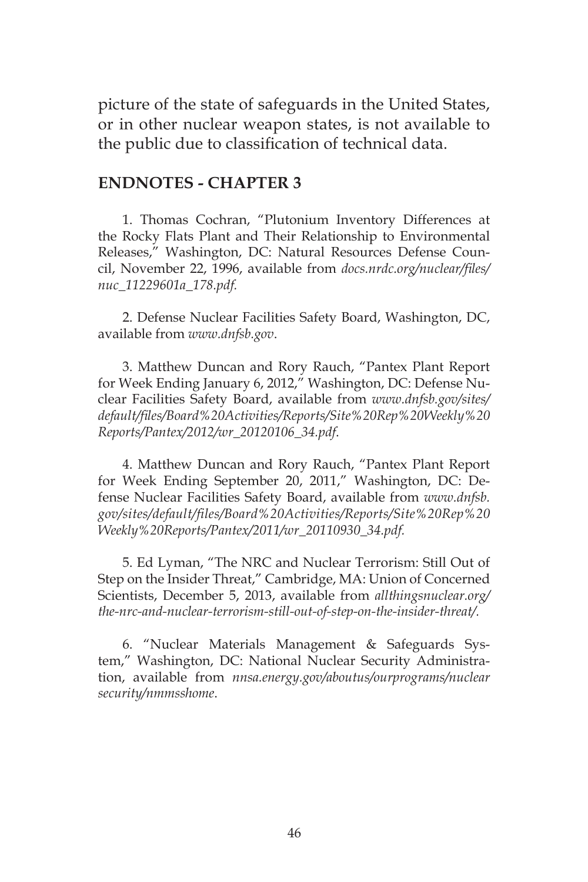picture of the state of safeguards in the United States, or in other nuclear weapon states, is not available to the public due to classification of technical data.

## ENDNOTES - CHAPTER 3

1. Thomas Cochran, "Plutonium Inventory Differences at the Rocky Flats Plant and Their Relationship to Environmental Releases," Washington, DC: Natural Resources Defense Council, November 22, 1996, available from *docs.nrdc.org/nuclear/files/nuc_11229601a_178.pdf*.

2. Defense Nuclear Facilities Safety Board, Washington, DC, available from *www.dnfsb.gov*.

3. Matthew Duncan and Rory Rauch, "Pantex Plant Report for Week Ending January 6, 2012," Washington, DC: Defense Nuclear Facilities Safety Board, available from *www.dnfsb.gov/sites/default/files/Board%20Activities/Reports/Site%20Rep%20Weekly%20Reports/Pantex/2012/wr_20120106_34.pdf*.

4. Matthew Duncan and Rory Rauch, "Pantex Plant Report for Week Ending September 20, 2011," Washington, DC: Defense Nuclear Facilities Safety Board, available from *www.dnfsb.gov/sites/default/files/Board%20Activities/Reports/Site%20Rep%20Weekly%20Reports/Pantex/2011/wr_20110930_34.pdf*.

5. Ed Lyman, "The NRC and Nuclear Terrorism: Still Out of Step on the Insider Threat," Cambridge, MA: Union of Concerned Scientists, December 5, 2013, available from *allthingsnuclear.org/the-nrc-and-nuclear-terrorism-still-out-of-step-on-the-insider-threat/*.

6. "Nuclear Materials Management & Safeguards System," Washington, DC: National Nuclear Security Administration, available from *nnsa.energy.gov/aboutus/ourprograms/nuclearsecurity/nmmsshome*.